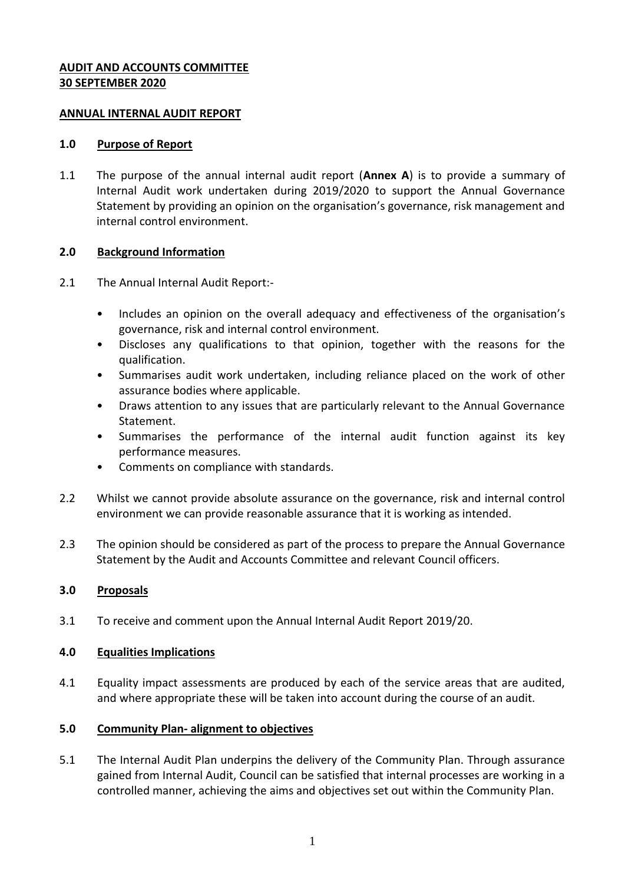**AUDIT AND ACCOUNTS COMMITTEE**
**30 SEPTEMBER 2020**

**ANNUAL INTERNAL AUDIT REPORT**

## 1.0 Purpose of Report

1.1 The purpose of the annual internal audit report (**Annex A**) is to provide a summary of Internal Audit work undertaken during 2019/2020 to support the Annual Governance Statement by providing an opinion on the organisation's governance, risk management and internal control environment.

## 2.0 Background Information

2.1 The Annual Internal Audit Report:-

- Includes an opinion on the overall adequacy and effectiveness of the organisation's governance, risk and internal control environment.
- Discloses any qualifications to that opinion, together with the reasons for the qualification.
- Summarises audit work undertaken, including reliance placed on the work of other assurance bodies where applicable.
- Draws attention to any issues that are particularly relevant to the Annual Governance Statement.
- Summarises the performance of the internal audit function against its key performance measures.
- Comments on compliance with standards.

2.2 Whilst we cannot provide absolute assurance on the governance, risk and internal control environment we can provide reasonable assurance that it is working as intended.

2.3 The opinion should be considered as part of the process to prepare the Annual Governance Statement by the Audit and Accounts Committee and relevant Council officers.

## 3.0 Proposals

3.1 To receive and comment upon the Annual Internal Audit Report 2019/20.

## 4.0 Equalities Implications

4.1 Equality impact assessments are produced by each of the service areas that are audited, and where appropriate these will be taken into account during the course of an audit.

## 5.0 Community Plan- alignment to objectives

5.1 The Internal Audit Plan underpins the delivery of the Community Plan. Through assurance gained from Internal Audit, Council can be satisfied that internal processes are working in a controlled manner, achieving the aims and objectives set out within the Community Plan.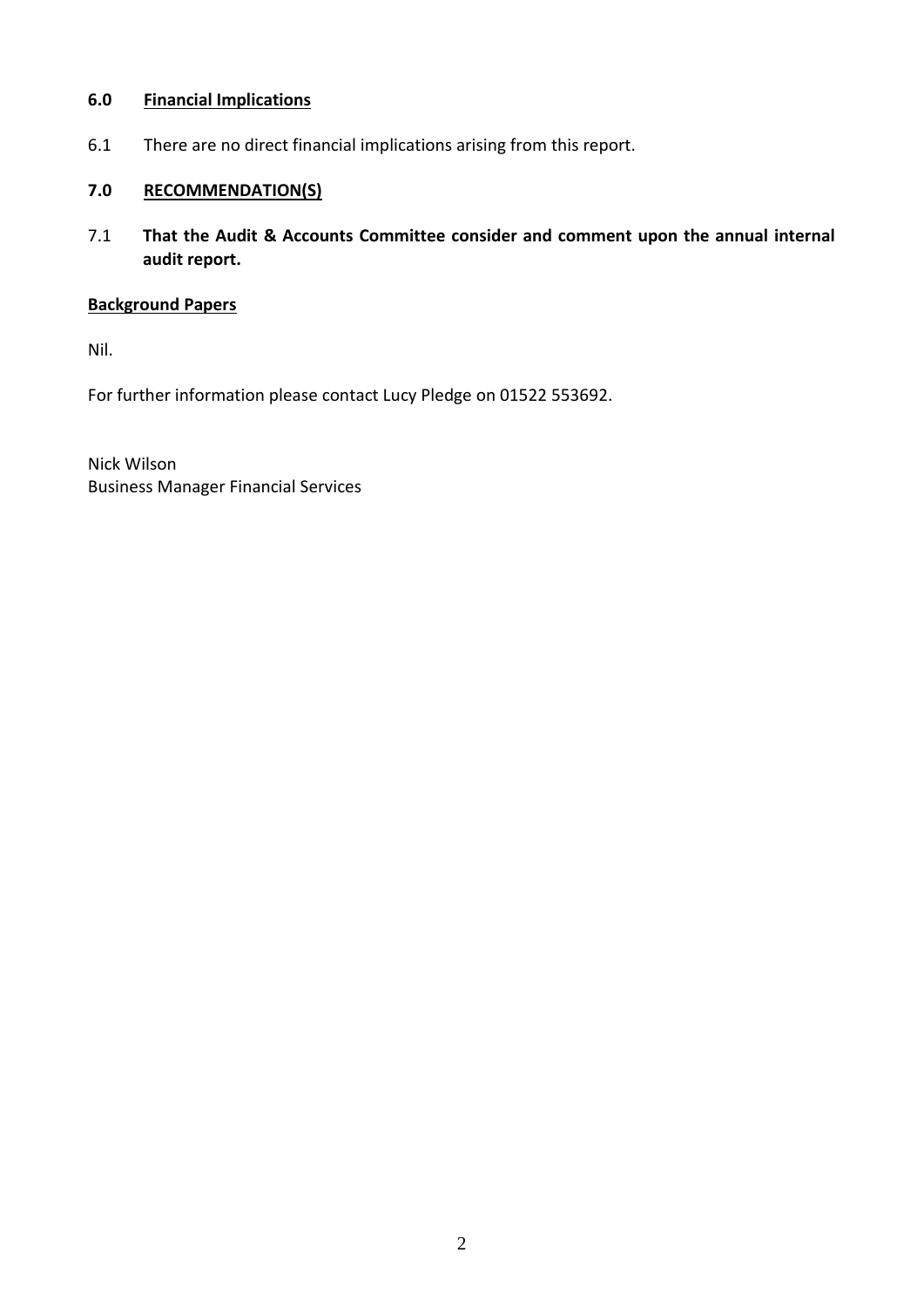## 6.0 Financial Implications

6.1 There are no direct financial implications arising from this report.

## 7.0 RECOMMENDATION(S)

7.1 **That the Audit & Accounts Committee consider and comment upon the annual internal audit report.**

**Background Papers**

Nil.

For further information please contact Lucy Pledge on 01522 553692.

Nick Wilson
Business Manager Financial Services